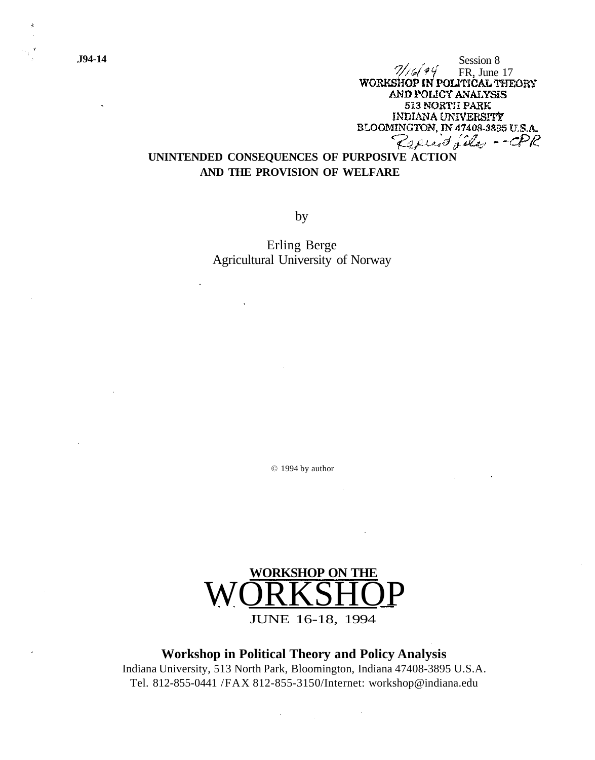J94-14

Session 8
7/16/94 FR, June 17
WORKSHOP IN POLITICAL THEORY
AND POLICY ANALYSIS
513 NORTH PARK
INDIANA UNIVERSITY
BLOOMINGTON, IN 47408-3895 U.S.A.
Reprint files -- CPR

# UNINTENDED CONSEQUENCES OF PURPOSIVE ACTION AND THE PROVISION OF WELFARE

by

Erling Berge
Agricultural University of Norway

© 1994 by author

WORKSHOP ON THE
WORKSHOP
JUNE 16-18, 1994

**Workshop in Political Theory and Policy Analysis**
Indiana University, 513 North Park, Bloomington, Indiana 47408-3895 U.S.A.
Tel. 812-855-0441 /FAX 812-855-3150/Internet: workshop@indiana.edu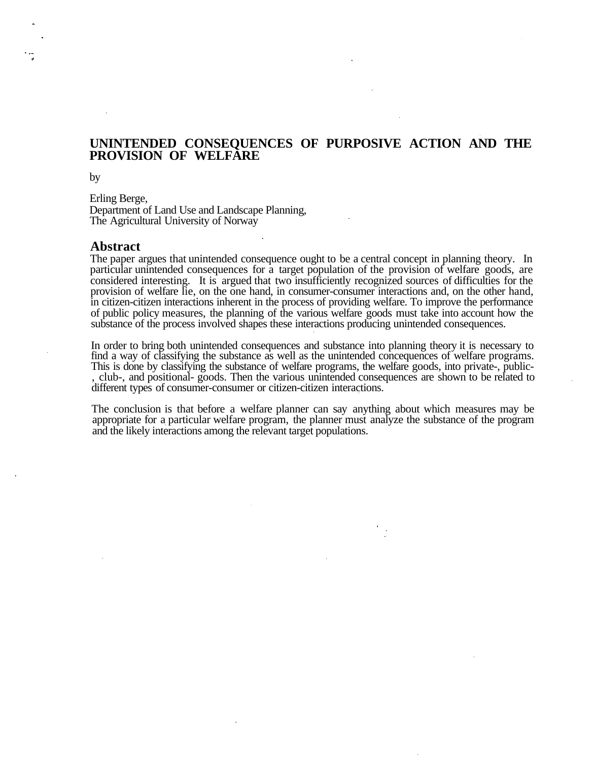# UNINTENDED CONSEQUENCES OF PURPOSIVE ACTION AND THE PROVISION OF WELFARE

by

Erling Berge,
Department of Land Use and Landscape Planning,
The Agricultural University of Norway

## Abstract

The paper argues that unintended consequence ought to be a central concept in planning theory. In particular unintended consequences for a target population of the provision of welfare goods, are considered interesting. It is argued that two insufficiently recognized sources of difficulties for the provision of welfare lie, on the one hand, in consumer-consumer interactions and, on the other hand, in citizen-citizen interactions inherent in the process of providing welfare. To improve the performance of public policy measures, the planning of the various welfare goods must take into account how the substance of the process involved shapes these interactions producing unintended consequences.

In order to bring both unintended consequences and substance into planning theory it is necessary to find a way of classifying the substance as well as the unintended concequences of welfare programs. This is done by classifying the substance of welfare programs, the welfare goods, into private-, public-, club-, and positional- goods. Then the various unintended consequences are shown to be related to different types of consumer-consumer or citizen-citizen interactions.

The conclusion is that before a welfare planner can say anything about which measures may be appropriate for a particular welfare program, the planner must analyze the substance of the program and the likely interactions among the relevant target populations.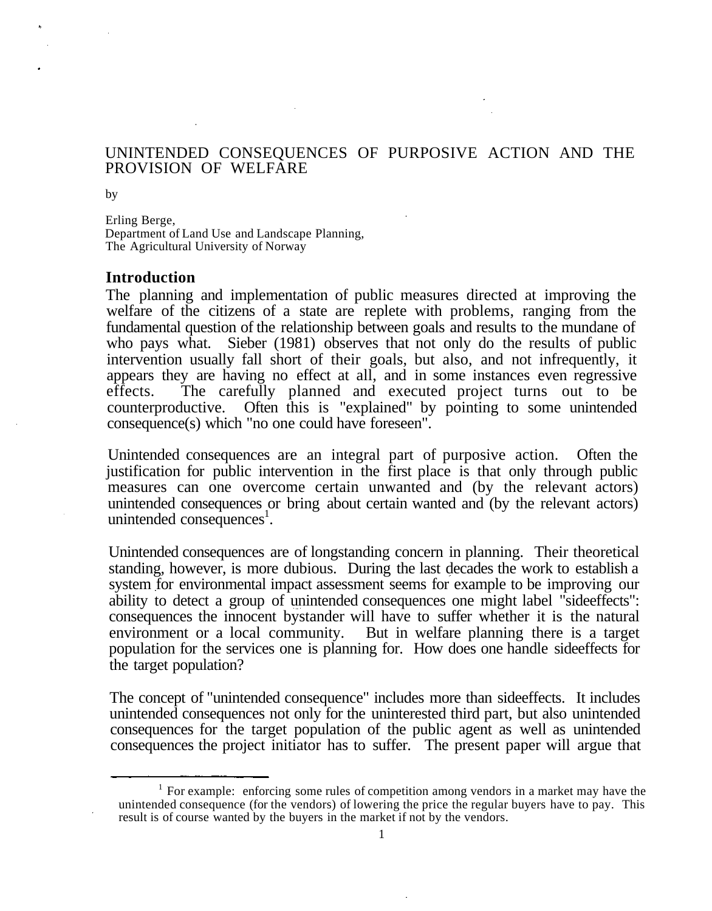# UNINTENDED CONSEQUENCES OF PURPOSIVE ACTION AND THE PROVISION OF WELFARE

by

Erling Berge,
Department of Land Use and Landscape Planning,
The Agricultural University of Norway

## Introduction

The planning and implementation of public measures directed at improving the welfare of the citizens of a state are replete with problems, ranging from the fundamental question of the relationship between goals and results to the mundane of who pays what. Sieber (1981) observes that not only do the results of public intervention usually fall short of their goals, but also, and not infrequently, it appears they are having no effect at all, and in some instances even regressive effects. The carefully planned and executed project turns out to be counterproductive. Often this is "explained" by pointing to some unintended consequence(s) which "no one could have foreseen".

Unintended consequences are an integral part of purposive action. Often the justification for public intervention in the first place is that only through public measures can one overcome certain unwanted and (by the relevant actors) unintended consequences or bring about certain wanted and (by the relevant actors) unintended consequences[1].

Unintended consequences are of longstanding concern in planning. Their theoretical standing, however, is more dubious. During the last decades the work to establish a system for environmental impact assessment seems for example to be improving our ability to detect a group of unintended consequences one might label "sideeffects": consequences the innocent bystander will have to suffer whether it is the natural environment or a local community. But in welfare planning there is a target population for the services one is planning for. How does one handle sideeffects for the target population?

The concept of "unintended consequence" includes more than sideeffects. It includes unintended consequences not only for the uninterested third part, but also unintended consequences for the target population of the public agent as well as unintended consequences the project initiator has to suffer. The present paper will argue that

[1] For example: enforcing some rules of competition among vendors in a market may have the unintended consequence (for the vendors) of lowering the price the regular buyers have to pay. This result is of course wanted by the buyers in the market if not by the vendors.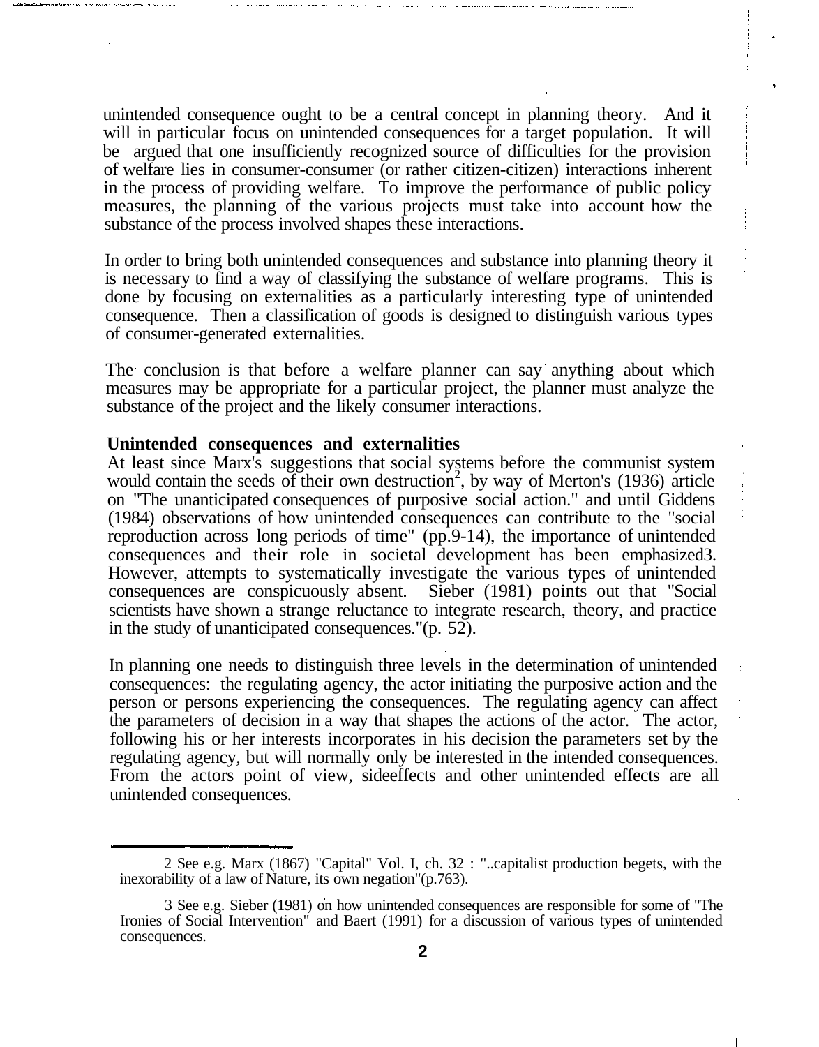unintended consequence ought to be a central concept in planning theory. And it will in particular focus on unintended consequences for a target population. It will be argued that one insufficiently recognized source of difficulties for the provision of welfare lies in consumer-consumer (or rather citizen-citizen) interactions inherent in the process of providing welfare. To improve the performance of public policy measures, the planning of the various projects must take into account how the substance of the process involved shapes these interactions.

In order to bring both unintended consequences and substance into planning theory it is necessary to find a way of classifying the substance of welfare programs. This is done by focusing on externalities as a particularly interesting type of unintended consequence. Then a classification of goods is designed to distinguish various types of consumer-generated externalities.

The conclusion is that before a welfare planner can say anything about which measures may be appropriate for a particular project, the planner must analyze the substance of the project and the likely consumer interactions.

**Unintended consequences and externalities**

At least since Marx's suggestions that social systems before the communist system would contain the seeds of their own destruction[2], by way of Merton's (1936) article on "The unanticipated consequences of purposive social action." and until Giddens (1984) observations of how unintended consequences can contribute to the "social reproduction across long periods of time" (pp.9-14), the importance of unintended consequences and their role in societal development has been emphasized[3]. However, attempts to systematically investigate the various types of unintended consequences are conspicuously absent. Sieber (1981) points out that "Social scientists have shown a strange reluctance to integrate research, theory, and practice in the study of unanticipated consequences."(p. 52).

In planning one needs to distinguish three levels in the determination of unintended consequences: the regulating agency, the actor initiating the purposive action and the person or persons experiencing the consequences. The regulating agency can affect the parameters of decision in a way that shapes the actions of the actor. The actor, following his or her interests incorporates in his decision the parameters set by the regulating agency, but will normally only be interested in the intended consequences. From the actors point of view, sideeffects and other unintended effects are all unintended consequences.

---

2 See e.g. Marx (1867) "Capital" Vol. I, ch. 32 : "..capitalist production begets, with the inexorability of a law of Nature, its own negation"(p.763).

3 See e.g. Sieber (1981) on how unintended consequences are responsible for some of "The Ironies of Social Intervention" and Baert (1991) for a discussion of various types of unintended consequences.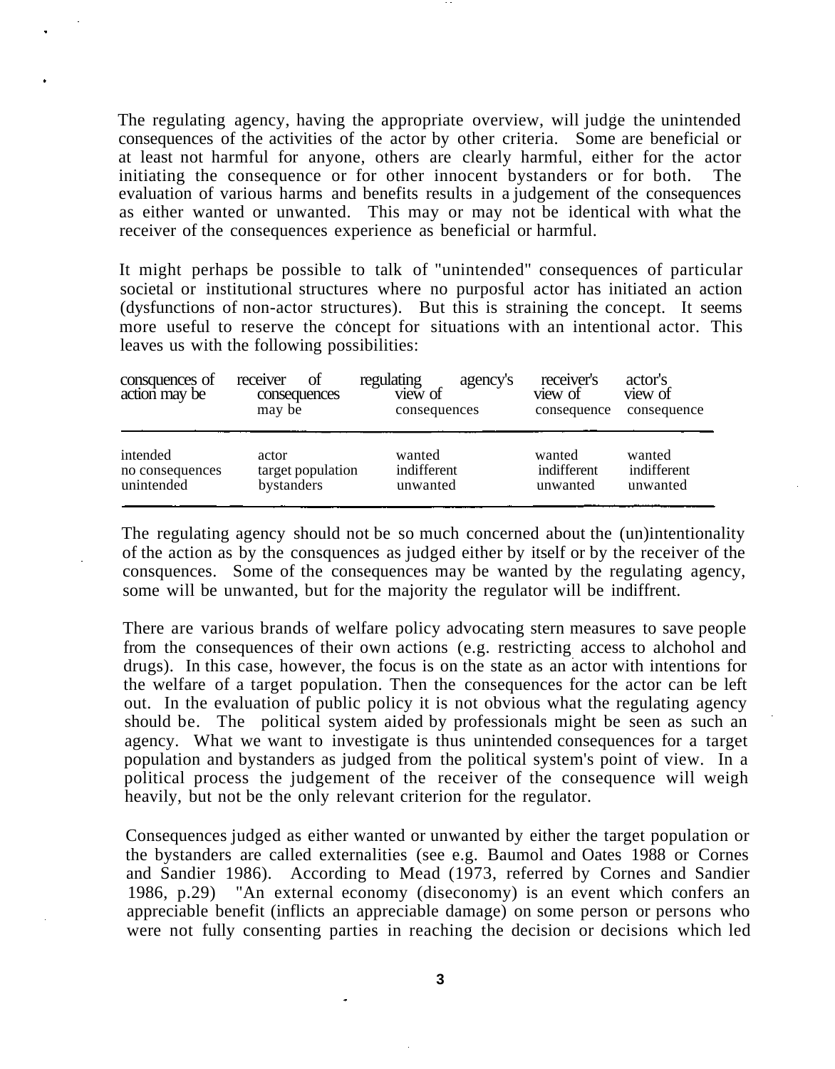The regulating agency, having the appropriate overview, will judge the unintended consequences of the activities of the actor by other criteria. Some are beneficial or at least not harmful for anyone, others are clearly harmful, either for the actor initiating the consequence or for other innocent bystanders or for both. The evaluation of various harms and benefits results in a judgement of the consequences as either wanted or unwanted. This may or may not be identical with what the receiver of the consequences experience as beneficial or harmful.

It might perhaps be possible to talk of "unintended" consequences of particular societal or institutional structures where no purposful actor has initiated an action (dysfunctions of non-actor structures). But this is straining the concept. It seems more useful to reserve the concept for situations with an intentional actor. This leaves us with the following possibilities:

| consquences of action may be | receiver of consequences may be | regulating agency's view of consequences | receiver's view of consequence | actor's view of consequence |
|---|---|---|---|---|
| intended | actor | wanted | wanted | wanted |
| no consequences | target population | indifferent | indifferent | indifferent |
| unintended | bystanders | unwanted | unwanted | unwanted |

The regulating agency should not be so much concerned about the (un)intentionality of the action as by the consquences as judged either by itself or by the receiver of the consquences. Some of the consequences may be wanted by the regulating agency, some will be unwanted, but for the majority the regulator will be indiffrent.

There are various brands of welfare policy advocating stern measures to save people from the consequences of their own actions (e.g. restricting access to alchohol and drugs). In this case, however, the focus is on the state as an actor with intentions for the welfare of a target population. Then the consequences for the actor can be left out. In the evaluation of public policy it is not obvious what the regulating agency should be. The political system aided by professionals might be seen as such an agency. What we want to investigate is thus unintended consequences for a target population and bystanders as judged from the political system's point of view. In a political process the judgement of the receiver of the consequence will weigh heavily, but not be the only relevant criterion for the regulator.

Consequences judged as either wanted or unwanted by either the target population or the bystanders are called externalities (see e.g. Baumol and Oates 1988 or Cornes and Sandier 1986). According to Mead (1973, referred by Cornes and Sandier 1986, p.29) "An external economy (diseconomy) is an event which confers an appreciable benefit (inflicts an appreciable damage) on some person or persons who were not fully consenting parties in reaching the decision or decisions which led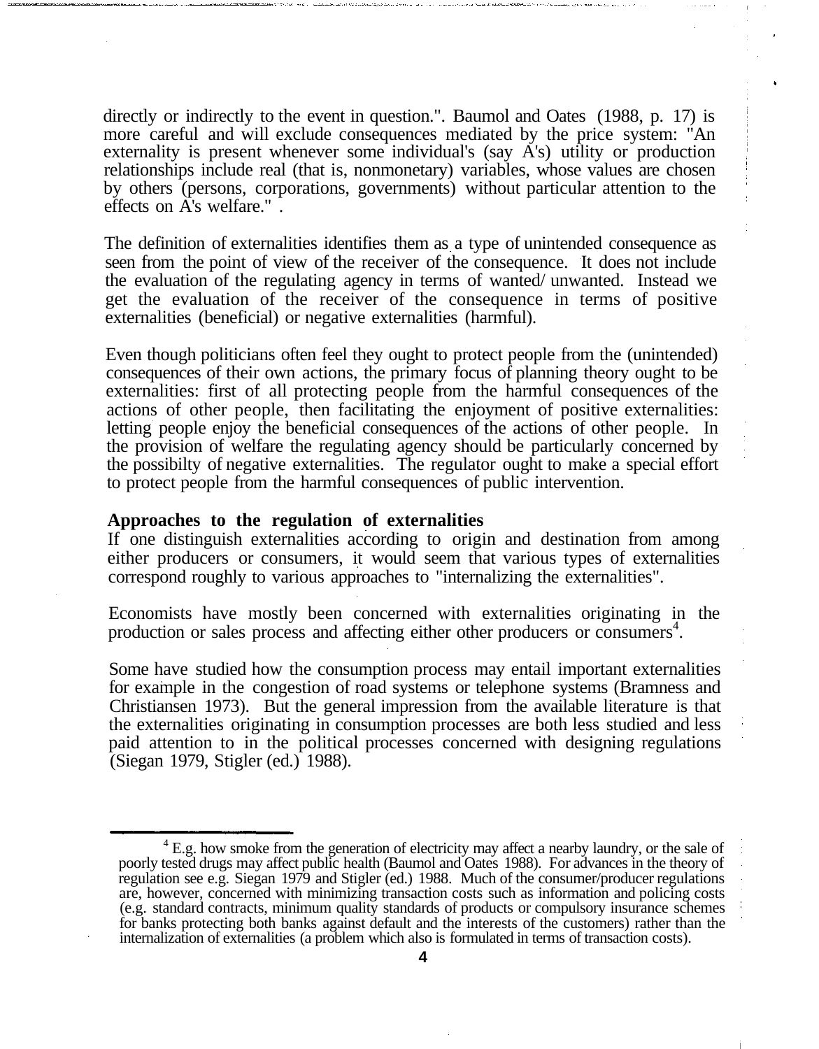directly or indirectly to the event in question.". Baumol and Oates (1988, p. 17) is more careful and will exclude consequences mediated by the price system: "An externality is present whenever some individual's (say A's) utility or production relationships include real (that is, nonmonetary) variables, whose values are chosen by others (persons, corporations, governments) without particular attention to the effects on A's welfare." .

The definition of externalities identifies them as a type of unintended consequence as seen from the point of view of the receiver of the consequence. It does not include the evaluation of the regulating agency in terms of wanted/ unwanted. Instead we get the evaluation of the receiver of the consequence in terms of positive externalities (beneficial) or negative externalities (harmful).

Even though politicians often feel they ought to protect people from the (unintended) consequences of their own actions, the primary focus of planning theory ought to be externalities: first of all protecting people from the harmful consequences of the actions of other people, then facilitating the enjoyment of positive externalities: letting people enjoy the beneficial consequences of the actions of other people. In the provision of welfare the regulating agency should be particularly concerned by the possibilty of negative externalities. The regulator ought to make a special effort to protect people from the harmful consequences of public intervention.

**Approaches to the regulation of externalities**

If one distinguish externalities according to origin and destination from among either producers or consumers, it would seem that various types of externalities correspond roughly to various approaches to "internalizing the externalities".

Economists have mostly been concerned with externalities originating in the production or sales process and affecting either other producers or consumers[4].

Some have studied how the consumption process may entail important externalities for example in the congestion of road systems or telephone systems (Bramness and Christiansen 1973). But the general impression from the available literature is that the externalities originating in consumption processes are both less studied and less paid attention to in the political processes concerned with designing regulations (Siegan 1979, Stigler (ed.) 1988).

---

[4] E.g. how smoke from the generation of electricity may affect a nearby laundry, or the sale of poorly tested drugs may affect public health (Baumol and Oates 1988). For advances in the theory of regulation see e.g. Siegan 1979 and Stigler (ed.) 1988. Much of the consumer/producer regulations are, however, concerned with minimizing transaction costs such as information and policing costs (e.g. standard contracts, minimum quality standards of products or compulsory insurance schemes for banks protecting both banks against default and the interests of the customers) rather than the internalization of externalities (a problem which also is formulated in terms of transaction costs).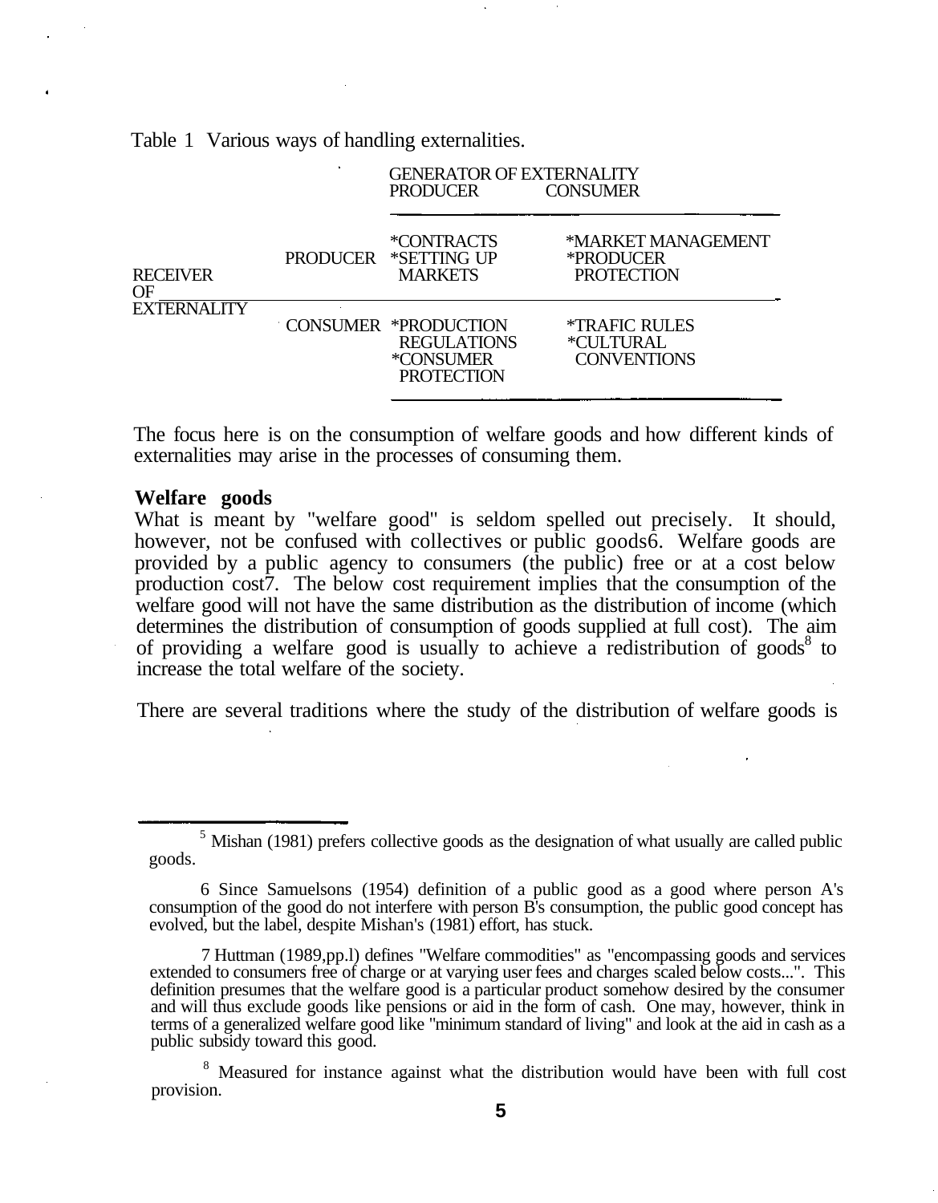Table 1 Various ways of handling externalities.

| | | GENERATOR OF EXTERNALITY | |
|---|---|---|---|
| | | PRODUCER | CONSUMER |
| RECEIVER OF EXTERNALITY | PRODUCER | *CONTRACTS *SETTING UP MARKETS | *MARKET MANAGEMENT *PRODUCER PROTECTION |
| | CONSUMER | *PRODUCTION REGULATIONS *CONSUMER PROTECTION | *TRAFIC RULES *CULTURAL CONVENTIONS |

The focus here is on the consumption of welfare goods and how different kinds of externalities may arise in the processes of consuming them.

**Welfare goods**

What is meant by "welfare good" is seldom spelled out precisely. It should, however, not be confused with collectives or public goods[6]. Welfare goods are provided by a public agency to consumers (the public) free or at a cost below production cost[7]. The below cost requirement implies that the consumption of the welfare good will not have the same distribution as the distribution of income (which determines the distribution of consumption of goods supplied at full cost). The aim of providing a welfare good is usually to achieve a redistribution of goods[8] to increase the total welfare of the society.

There are several traditions where the study of the distribution of welfare goods is

---

[5] Mishan (1981) prefers collective goods as the designation of what usually are called public goods.

6 Since Samuelsons (1954) definition of a public good as a good where person A's consumption of the good do not interfere with person B's consumption, the public good concept has evolved, but the label, despite Mishan's (1981) effort, has stuck.

7 Huttman (1989,pp.l) defines "Welfare commodities" as "encompassing goods and services extended to consumers free of charge or at varying user fees and charges scaled below costs...". This definition presumes that the welfare good is a particular product somehow desired by the consumer and will thus exclude goods like pensions or aid in the form of cash. One may, however, think in terms of a generalized welfare good like "minimum standard of living" and look at the aid in cash as a public subsidy toward this good.

[8] Measured for instance against what the distribution would have been with full cost provision.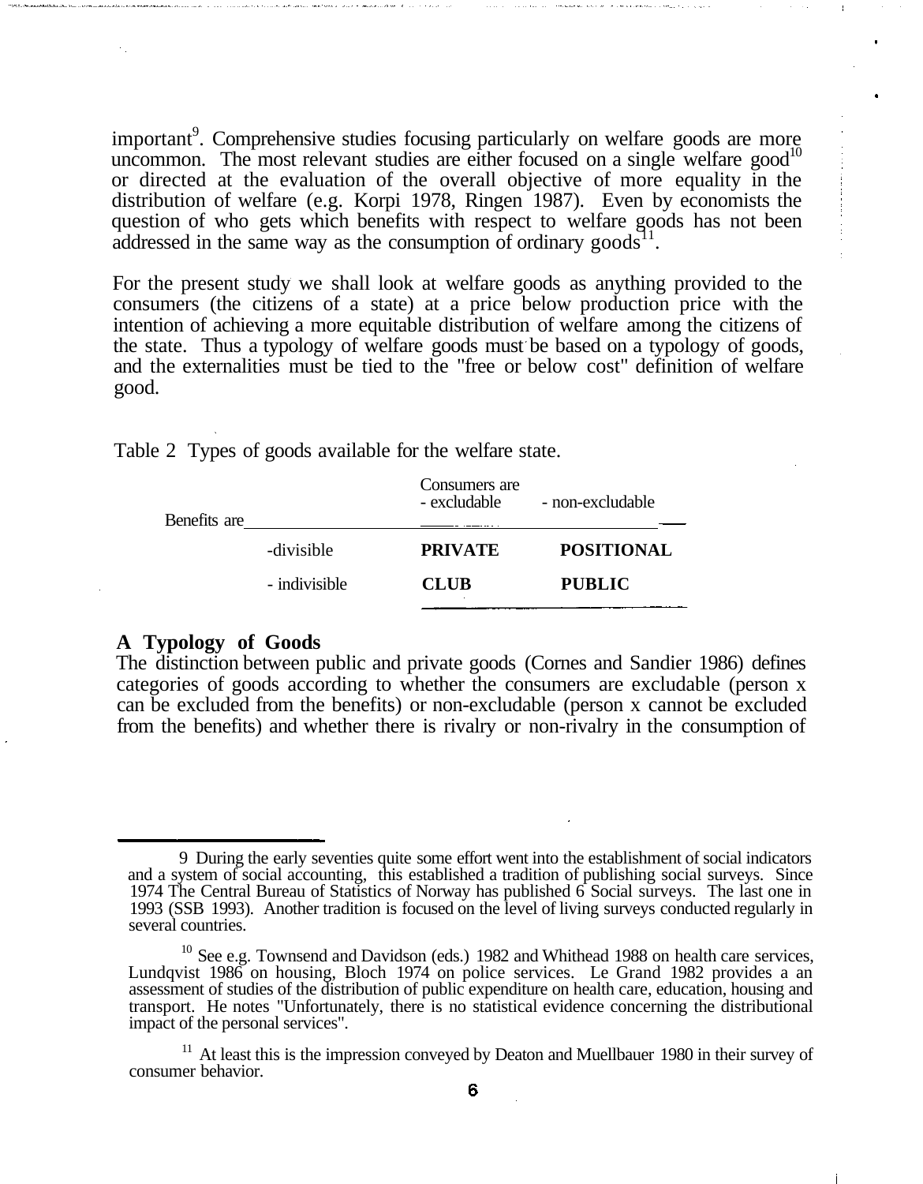important[9]. Comprehensive studies focusing particularly on welfare goods are more uncommon. The most relevant studies are either focused on a single welfare good[10] or directed at the evaluation of the overall objective of more equality in the distribution of welfare (e.g. Korpi 1978, Ringen 1987). Even by economists the question of who gets which benefits with respect to welfare goods has not been addressed in the same way as the consumption of ordinary goods[11].

For the present study we shall look at welfare goods as anything provided to the consumers (the citizens of a state) at a price below production price with the intention of achieving a more equitable distribution of welfare among the citizens of the state. Thus a typology of welfare goods must be based on a typology of goods, and the externalities must be tied to the "free or below cost" definition of welfare good.

Table 2 Types of goods available for the welfare state.

| Benefits are | Consumers are - excludable | - non-excludable |
|---|---|---|
| -divisible | **PRIVATE** | **POSITIONAL** |
| - indivisible | **CLUB** | **PUBLIC** |

**A Typology of Goods**

The distinction between public and private goods (Cornes and Sandier 1986) defines categories of goods according to whether the consumers are excludable (person x can be excluded from the benefits) or non-excludable (person x cannot be excluded from the benefits) and whether there is rivalry or non-rivalry in the consumption of

---

9 During the early seventies quite some effort went into the establishment of social indicators and a system of social accounting, this established a tradition of publishing social surveys. Since 1974 The Central Bureau of Statistics of Norway has published 6 Social surveys. The last one in 1993 (SSB 1993). Another tradition is focused on the level of living surveys conducted regularly in several countries.

10 See e.g. Townsend and Davidson (eds.) 1982 and Whithead 1988 on health care services, Lundqvist 1986 on housing, Bloch 1974 on police services. Le Grand 1982 provides a an assessment of studies of the distribution of public expenditure on health care, education, housing and transport. He notes "Unfortunately, there is no statistical evidence concerning the distributional impact of the personal services".

11 At least this is the impression conveyed by Deaton and Muellbauer 1980 in their survey of consumer behavior.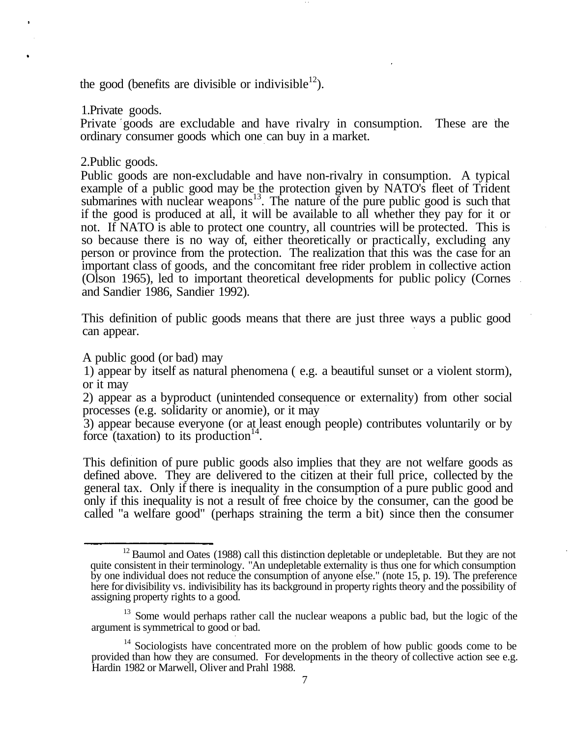the good (benefits are divisible or indivisible[12]).

1.Private goods.

Private goods are excludable and have rivalry in consumption. These are the ordinary consumer goods which one can buy in a market.

2.Public goods.

Public goods are non-excludable and have non-rivalry in consumption. A typical example of a public good may be the protection given by NATO's fleet of Trident submarines with nuclear weapons[13]. The nature of the pure public good is such that if the good is produced at all, it will be available to all whether they pay for it or not. If NATO is able to protect one country, all countries will be protected. This is so because there is no way of, either theoretically or practically, excluding any person or province from the protection. The realization that this was the case for an important class of goods, and the concomitant free rider problem in collective action (Olson 1965), led to important theoretical developments for public policy (Cornes and Sandier 1986, Sandier 1992).

This definition of public goods means that there are just three ways a public good can appear.

A public good (or bad) may

1) appear by itself as natural phenomena ( e.g. a beautiful sunset or a violent storm), or it may

2) appear as a byproduct (unintended consequence or externality) from other social processes (e.g. solidarity or anomie), or it may

3) appear because everyone (or at least enough people) contributes voluntarily or by force (taxation) to its production[14].

This definition of pure public goods also implies that they are not welfare goods as defined above. They are delivered to the citizen at their full price, collected by the general tax. Only if there is inequality in the consumption of a pure public good and only if this inequality is not a result of free choice by the consumer, can the good be called "a welfare good" (perhaps straining the term a bit) since then the consumer

---

[12] Baumol and Oates (1988) call this distinction depletable or undepletable. But they are not quite consistent in their terminology. "An undepletable externality is thus one for which consumption by one individual does not reduce the consumption of anyone else." (note 15, p. 19). The preference here for divisibility vs. indivisibility has its background in property rights theory and the possibility of assigning property rights to a good.

[13] Some would perhaps rather call the nuclear weapons a public bad, but the logic of the argument is symmetrical to good or bad.

[14] Sociologists have concentrated more on the problem of how public goods come to be provided than how they are consumed. For developments in the theory of collective action see e.g. Hardin 1982 or Marwell, Oliver and Prahl 1988.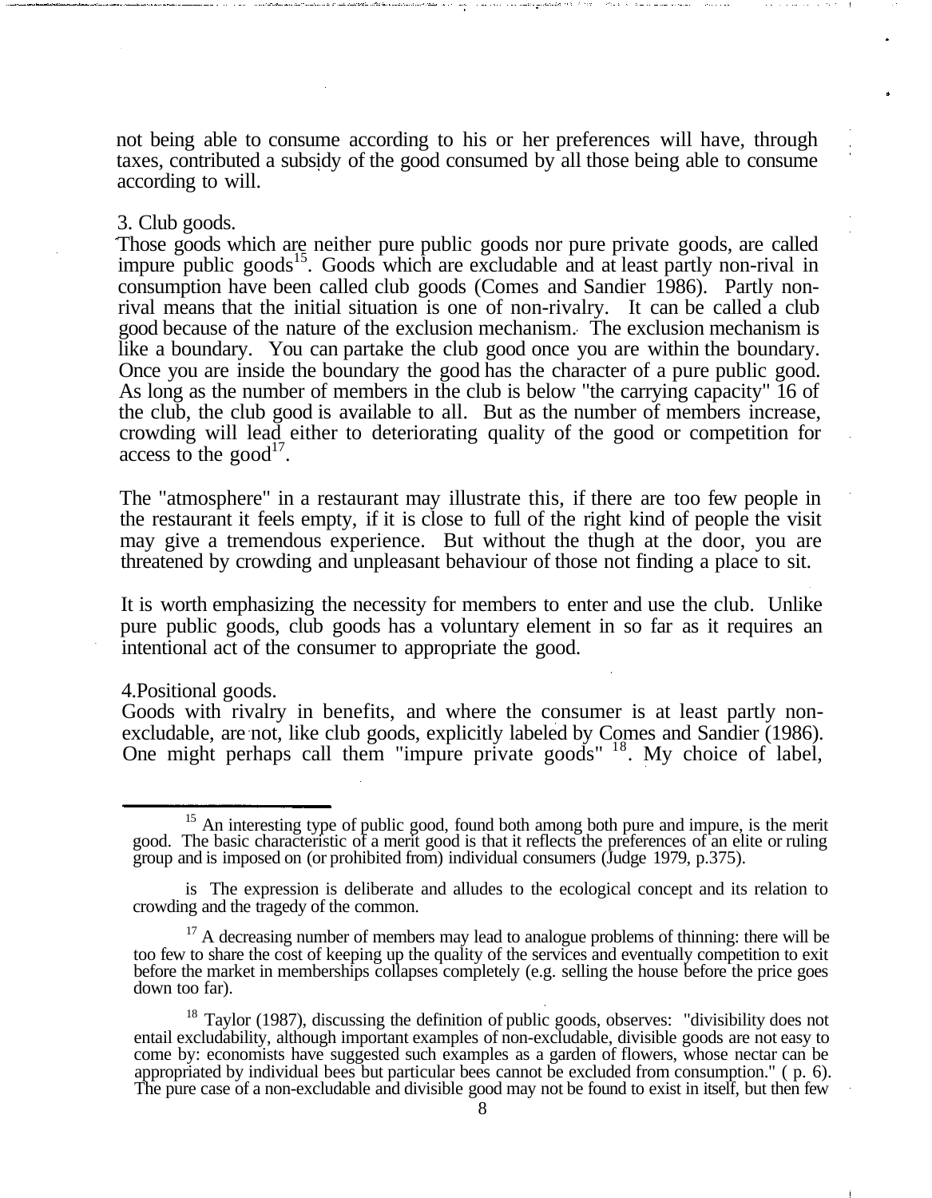not being able to consume according to his or her preferences will have, through taxes, contributed a subsidy of the good consumed by all those being able to consume according to will.

3. Club goods.

Those goods which are neither pure public goods nor pure private goods, are called impure public goods[15]. Goods which are excludable and at least partly non-rival in consumption have been called club goods (Comes and Sandier 1986). Partly non-rival means that the initial situation is one of non-rivalry. It can be called a club good because of the nature of the exclusion mechanism. The exclusion mechanism is like a boundary. You can partake the club good once you are within the boundary. Once you are inside the boundary the good has the character of a pure public good. As long as the number of members in the club is below "the carrying capacity" 16 of the club, the club good is available to all. But as the number of members increase, crowding will lead either to deteriorating quality of the good or competition for access to the good[17].

The "atmosphere" in a restaurant may illustrate this, if there are too few people in the restaurant it feels empty, if it is close to full of the right kind of people the visit may give a tremendous experience. But without the thugh at the door, you are threatened by crowding and unpleasant behaviour of those not finding a place to sit.

It is worth emphasizing the necessity for members to enter and use the club. Unlike pure public goods, club goods has a voluntary element in so far as it requires an intentional act of the consumer to appropriate the good.

4.Positional goods.

Goods with rivalry in benefits, and where the consumer is at least partly non-excludable, are not, like club goods, explicitly labeled by Comes and Sandier (1986). One might perhaps call them "impure private goods" [18]. My choice of label,

---

[15] An interesting type of public good, found both among both pure and impure, is the merit good. The basic characteristic of a merit good is that it reflects the preferences of an elite or ruling group and is imposed on (or prohibited from) individual consumers (Judge 1979, p.375).

is The expression is deliberate and alludes to the ecological concept and its relation to crowding and the tragedy of the common.

[17] A decreasing number of members may lead to analogue problems of thinning: there will be too few to share the cost of keeping up the quality of the services and eventually competition to exit before the market in memberships collapses completely (e.g. selling the house before the price goes down too far).

[18] Taylor (1987), discussing the definition of public goods, observes: "divisibility does not entail excludability, although important examples of non-excludable, divisible goods are not easy to come by: economists have suggested such examples as a garden of flowers, whose nectar can be appropriated by individual bees but particular bees cannot be excluded from consumption." ( p. 6). The pure case of a non-excludable and divisible good may not be found to exist in itself, but then few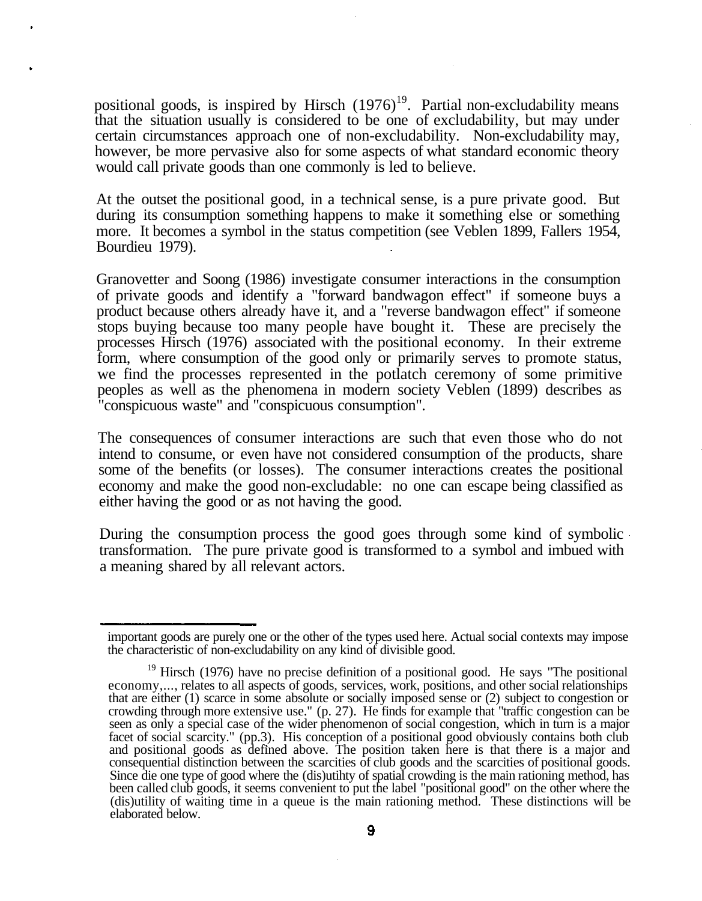positional goods, is inspired by Hirsch (1976)[19]. Partial non-excludability means that the situation usually is considered to be one of excludability, but may under certain circumstances approach one of non-excludability. Non-excludability may, however, be more pervasive also for some aspects of what standard economic theory would call private goods than one commonly is led to believe.

At the outset the positional good, in a technical sense, is a pure private good. But during its consumption something happens to make it something else or something more. It becomes a symbol in the status competition (see Veblen 1899, Fallers 1954, Bourdieu 1979).

Granovetter and Soong (1986) investigate consumer interactions in the consumption of private goods and identify a "forward bandwagon effect" if someone buys a product because others already have it, and a "reverse bandwagon effect" if someone stops buying because too many people have bought it. These are precisely the processes Hirsch (1976) associated with the positional economy. In their extreme form, where consumption of the good only or primarily serves to promote status, we find the processes represented in the potlatch ceremony of some primitive peoples as well as the phenomena in modern society Veblen (1899) describes as "conspicuous waste" and "conspicuous consumption".

The consequences of consumer interactions are such that even those who do not intend to consume, or even have not considered consumption of the products, share some of the benefits (or losses). The consumer interactions creates the positional economy and make the good non-excludable: no one can escape being classified as either having the good or as not having the good.

During the consumption process the good goes through some kind of symbolic transformation. The pure private good is transformed to a symbol and imbued with a meaning shared by all relevant actors.

---

important goods are purely one or the other of the types used here. Actual social contexts may impose the characteristic of non-excludability on any kind of divisible good.

[19] Hirsch (1976) have no precise definition of a positional good. He says "The positional economy,..., relates to all aspects of goods, services, work, positions, and other social relationships that are either (1) scarce in some absolute or socially imposed sense or (2) subject to congestion or crowding through more extensive use." (p. 27). He finds for example that "traffic congestion can be seen as only a special case of the wider phenomenon of social congestion, which in turn is a major facet of social scarcity." (pp.3). His conception of a positional good obviously contains both club and positional goods as defined above. The position taken here is that there is a major and consequential distinction between the scarcities of club goods and the scarcities of positional goods. Since die one type of good where the (dis)utihty of spatial crowding is the main rationing method, has been called club goods, it seems convenient to put the label "positional good" on the other where the (dis)utility of waiting time in a queue is the main rationing method. These distinctions will be elaborated below.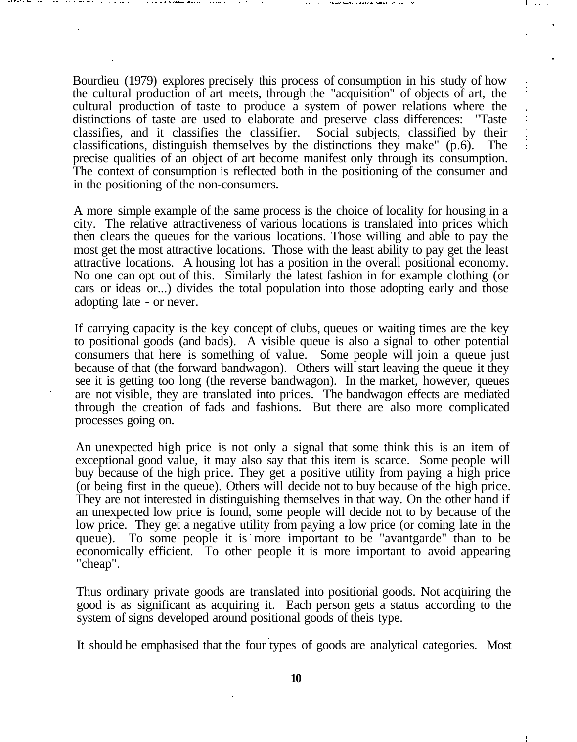Bourdieu (1979) explores precisely this process of consumption in his study of how the cultural production of art meets, through the "acquisition" of objects of art, the cultural production of taste to produce a system of power relations where the distinctions of taste are used to elaborate and preserve class differences: "Taste classifies, and it classifies the classifier. Social subjects, classified by their classifications, distinguish themselves by the distinctions they make" (p.6). The precise qualities of an object of art become manifest only through its consumption. The context of consumption is reflected both in the positioning of the consumer and in the positioning of the non-consumers.

A more simple example of the same process is the choice of locality for housing in a city. The relative attractiveness of various locations is translated into prices which then clears the queues for the various locations. Those willing and able to pay the most get the most attractive locations. Those with the least ability to pay get the least attractive locations. A housing lot has a position in the overall positional economy. No one can opt out of this. Similarly the latest fashion in for example clothing (or cars or ideas or...) divides the total population into those adopting early and those adopting late - or never.

If carrying capacity is the key concept of clubs, queues or waiting times are the key to positional goods (and bads). A visible queue is also a signal to other potential consumers that here is something of value. Some people will join a queue just because of that (the forward bandwagon). Others will start leaving the queue it they see it is getting too long (the reverse bandwagon). In the market, however, queues are not visible, they are translated into prices. The bandwagon effects are mediated through the creation of fads and fashions. But there are also more complicated processes going on.

An unexpected high price is not only a signal that some think this is an item of exceptional good value, it may also say that this item is scarce. Some people will buy because of the high price. They get a positive utility from paying a high price (or being first in the queue). Others will decide not to buy because of the high price. They are not interested in distinguishing themselves in that way. On the other hand if an unexpected low price is found, some people will decide not to by because of the low price. They get a negative utility from paying a low price (or coming late in the queue). To some people it is more important to be "avantgarde" than to be economically efficient. To other people it is more important to avoid appearing "cheap".

Thus ordinary private goods are translated into positional goods. Not acquiring the good is as significant as acquiring it. Each person gets a status according to the system of signs developed around positional goods of theis type.

It should be emphasised that the four types of goods are analytical categories. Most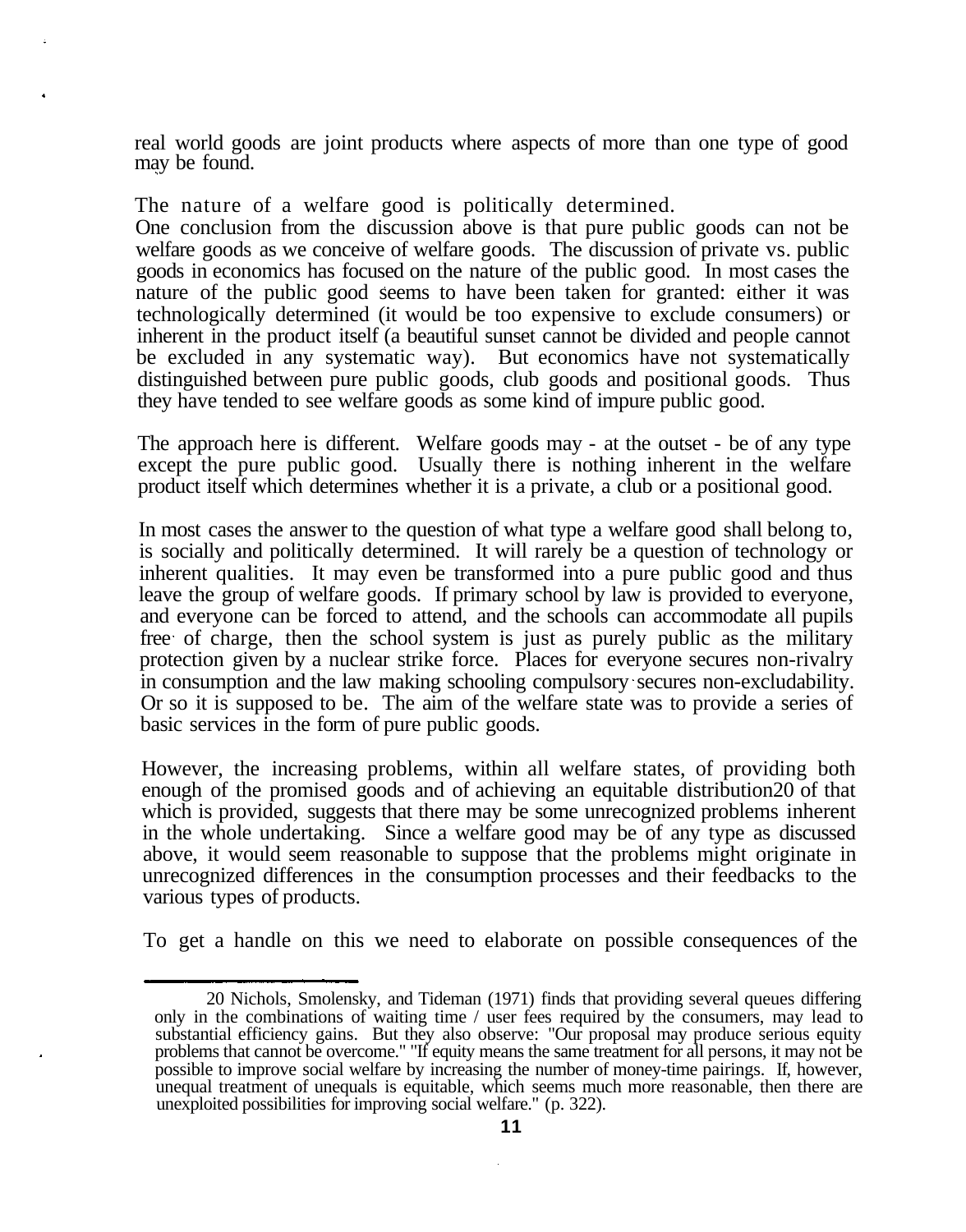real world goods are joint products where aspects of more than one type of good may be found.

The nature of a welfare good is politically determined.

One conclusion from the discussion above is that pure public goods can not be welfare goods as we conceive of welfare goods. The discussion of private vs. public goods in economics has focused on the nature of the public good. In most cases the nature of the public good seems to have been taken for granted: either it was technologically determined (it would be too expensive to exclude consumers) or inherent in the product itself (a beautiful sunset cannot be divided and people cannot be excluded in any systematic way). But economics have not systematically distinguished between pure public goods, club goods and positional goods. Thus they have tended to see welfare goods as some kind of impure public good.

The approach here is different. Welfare goods may - at the outset - be of any type except the pure public good. Usually there is nothing inherent in the welfare product itself which determines whether it is a private, a club or a positional good.

In most cases the answer to the question of what type a welfare good shall belong to, is socially and politically determined. It will rarely be a question of technology or inherent qualities. It may even be transformed into a pure public good and thus leave the group of welfare goods. If primary school by law is provided to everyone, and everyone can be forced to attend, and the schools can accommodate all pupils free of charge, then the school system is just as purely public as the military protection given by a nuclear strike force. Places for everyone secures non-rivalry in consumption and the law making schooling compulsory secures non-excludability. Or so it is supposed to be. The aim of the welfare state was to provide a series of basic services in the form of pure public goods.

However, the increasing problems, within all welfare states, of providing both enough of the promised goods and of achieving an equitable distribution[20] of that which is provided, suggests that there may be some unrecognized problems inherent in the whole undertaking. Since a welfare good may be of any type as discussed above, it would seem reasonable to suppose that the problems might originate in unrecognized differences in the consumption processes and their feedbacks to the various types of products.

To get a handle on this we need to elaborate on possible consequences of the

---

20 Nichols, Smolensky, and Tideman (1971) finds that providing several queues differing only in the combinations of waiting time / user fees required by the consumers, may lead to substantial efficiency gains. But they also observe: "Our proposal may produce serious equity problems that cannot be overcome." "If equity means the same treatment for all persons, it may not be possible to improve social welfare by increasing the number of money-time pairings. If, however, unequal treatment of unequals is equitable, which seems much more reasonable, then there are unexploited possibilities for improving social welfare." (p. 322).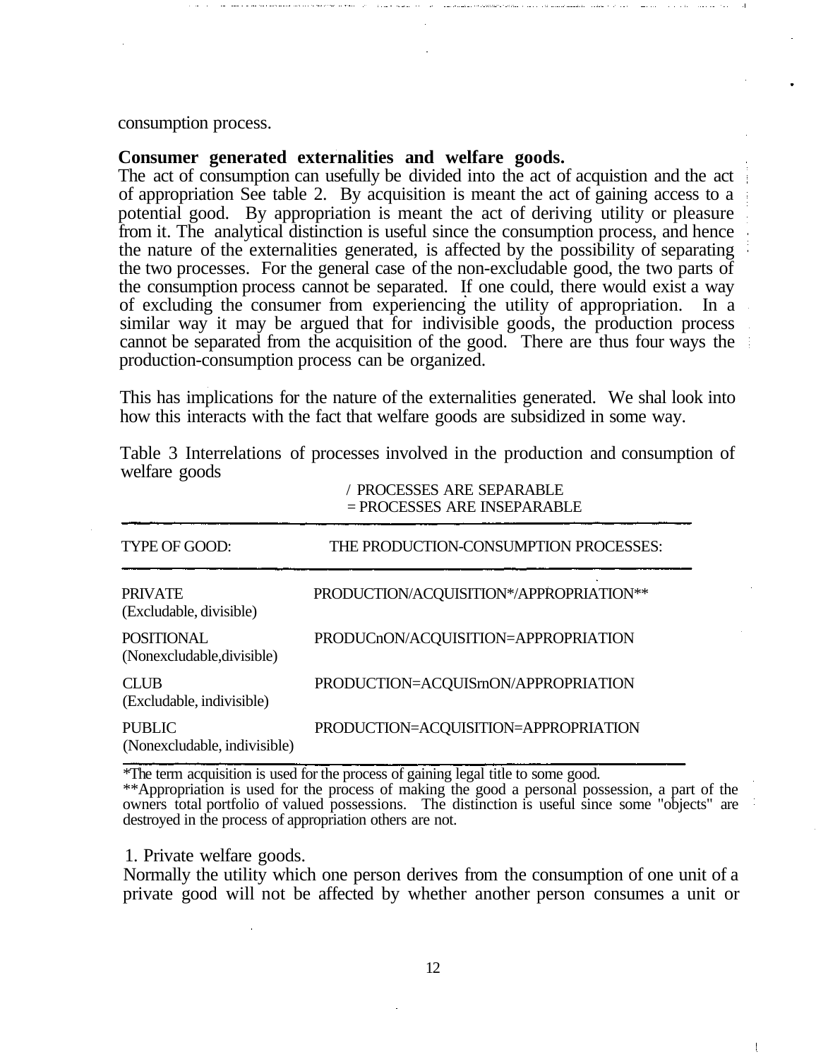consumption process.

**Consumer generated externalities and welfare goods.**

The act of consumption can usefully be divided into the act of acquistion and the act of appropriation See table 2. By acquisition is meant the act of gaining access to a potential good. By appropriation is meant the act of deriving utility or pleasure from it. The analytical distinction is useful since the consumption process, and hence the nature of the externalities generated, is affected by the possibility of separating the two processes. For the general case of the non-excludable good, the two parts of the consumption process cannot be separated. If one could, there would exist a way of excluding the consumer from experiencing the utility of appropriation. In a similar way it may be argued that for indivisible goods, the production process cannot be separated from the acquisition of the good. There are thus four ways the production-consumption process can be organized.

This has implications for the nature of the externalities generated. We shal look into how this interacts with the fact that welfare goods are subsidized in some way.

Table 3 Interrelations of processes involved in the production and consumption of welfare goods

/ PROCESSES ARE SEPARABLE
= PROCESSES ARE INSEPARABLE

| TYPE OF GOOD: | THE PRODUCTION-CONSUMPTION PROCESSES: |
|---|---|
| PRIVATE (Excludable, divisible) | PRODUCTION/ACQUISITION*/APPROPRIATION** |
| POSITIONAL (Nonexcludable,divisible) | PRODUCnON/ACQUISITION=APPROPRIATION |
| CLUB (Excludable, indivisible) | PRODUCTION=ACQUISrnON/APPROPRIATION |
| PUBLIC (Nonexcludable, indivisible) | PRODUCTION=ACQUISITION=APPROPRIATION |

*The term acquisition is used for the process of gaining legal title to some good.
**Appropriation is used for the process of making the good a personal possession, a part of the owners total portfolio of valued possessions. The distinction is useful since some "objects" are destroyed in the process of appropriation others are not.

1. Private welfare goods.

Normally the utility which one person derives from the consumption of one unit of a private good will not be affected by whether another person consumes a unit or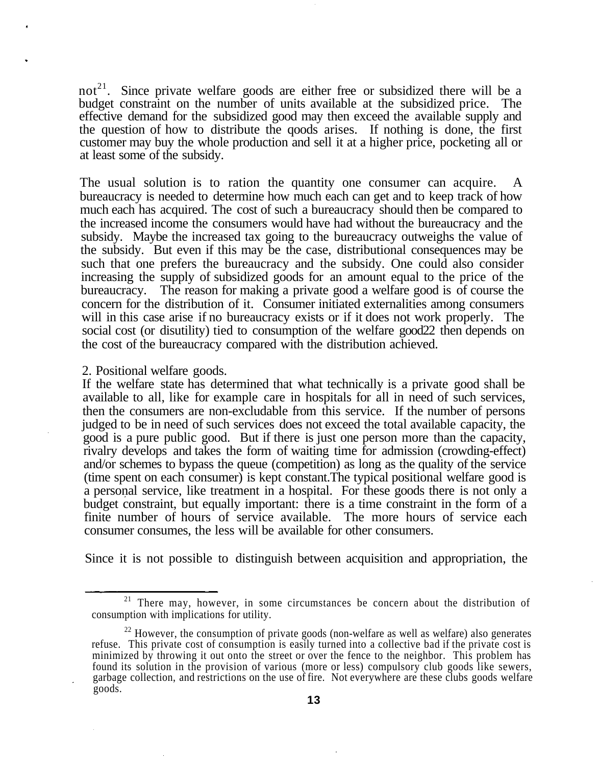not[21]. Since private welfare goods are either free or subsidized there will be a budget constraint on the number of units available at the subsidized price. The effective demand for the subsidized good may then exceed the available supply and the question of how to distribute the qoods arises. If nothing is done, the first customer may buy the whole production and sell it at a higher price, pocketing all or at least some of the subsidy.

The usual solution is to ration the quantity one consumer can acquire. A bureaucracy is needed to determine how much each can get and to keep track of how much each has acquired. The cost of such a bureaucracy should then be compared to the increased income the consumers would have had without the bureaucracy and the subsidy. Maybe the increased tax going to the bureaucracy outweighs the value of the subsidy. But even if this may be the case, distributional consequences may be such that one prefers the bureaucracy and the subsidy. One could also consider increasing the supply of subsidized goods for an amount equal to the price of the bureaucracy. The reason for making a private good a welfare good is of course the concern for the distribution of it. Consumer initiated externalities among consumers will in this case arise if no bureaucracy exists or if it does not work properly. The social cost (or disutility) tied to consumption of the welfare good[22] then depends on the cost of the bureaucracy compared with the distribution achieved.

2. Positional welfare goods.

If the welfare state has determined that what technically is a private good shall be available to all, like for example care in hospitals for all in need of such services, then the consumers are non-excludable from this service. If the number of persons judged to be in need of such services does not exceed the total available capacity, the good is a pure public good. But if there is just one person more than the capacity, rivalry develops and takes the form of waiting time for admission (crowding-effect) and/or schemes to bypass the queue (competition) as long as the quality of the service (time spent on each consumer) is kept constant.The typical positional welfare good is a personal service, like treatment in a hospital. For these goods there is not only a budget constraint, but equally important: there is a time constraint in the form of a finite number of hours of service available. The more hours of service each consumer consumes, the less will be available for other consumers.

Since it is not possible to distinguish between acquisition and appropriation, the

---

[21] There may, however, in some circumstances be concern about the distribution of consumption with implications for utility.

[22] However, the consumption of private goods (non-welfare as well as welfare) also generates refuse. This private cost of consumption is easily turned into a collective bad if the private cost is minimized by throwing it out onto the street or over the fence to the neighbor. This problem has found its solution in the provision of various (more or less) compulsory club goods like sewers, garbage collection, and restrictions on the use of fire. Not everywhere are these clubs goods welfare goods.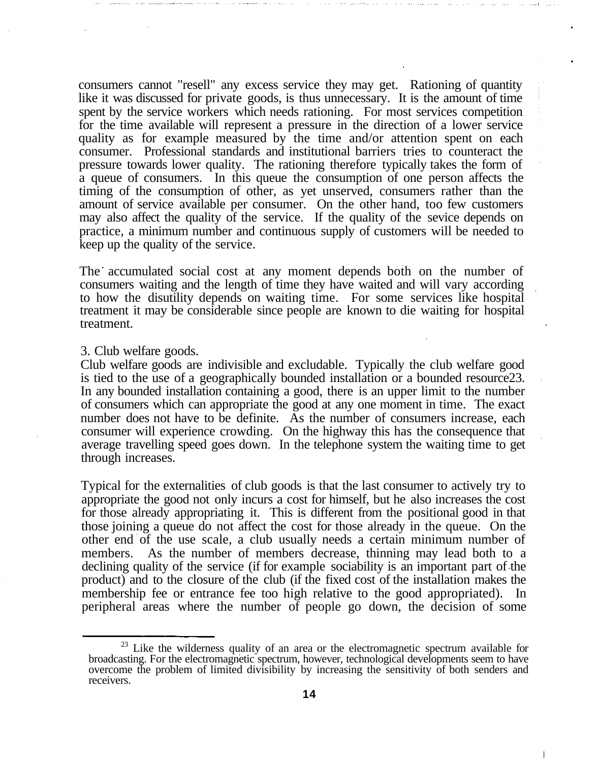consumers cannot "resell" any excess service they may get. Rationing of quantity like it was discussed for private goods, is thus unnecessary. It is the amount of time spent by the service workers which needs rationing. For most services competition for the time available will represent a pressure in the direction of a lower service quality as for example measured by the time and/or attention spent on each consumer. Professional standards and institutional barriers tries to counteract the pressure towards lower quality. The rationing therefore typically takes the form of a queue of consumers. In this queue the consumption of one person affects the timing of the consumption of other, as yet unserved, consumers rather than the amount of service available per consumer. On the other hand, too few customers may also affect the quality of the service. If the quality of the sevice depends on practice, a minimum number and continuous supply of customers will be needed to keep up the quality of the service.

The accumulated social cost at any moment depends both on the number of consumers waiting and the length of time they have waited and will vary according to how the disutility depends on waiting time. For some services like hospital treatment it may be considerable since people are known to die waiting for hospital treatment.

3. Club welfare goods.

Club welfare goods are indivisible and excludable. Typically the club welfare good is tied to the use of a geographically bounded installation or a bounded resource[23]. In any bounded installation containing a good, there is an upper limit to the number of consumers which can appropriate the good at any one moment in time. The exact number does not have to be definite. As the number of consumers increase, each consumer will experience crowding. On the highway this has the consequence that average travelling speed goes down. In the telephone system the waiting time to get through increases.

Typical for the externalities of club goods is that the last consumer to actively try to appropriate the good not only incurs a cost for himself, but he also increases the cost for those already appropriating it. This is different from the positional good in that those joining a queue do not affect the cost for those already in the queue. On the other end of the use scale, a club usually needs a certain minimum number of members. As the number of members decrease, thinning may lead both to a declining quality of the service (if for example sociability is an important part of the product) and to the closure of the club (if the fixed cost of the installation makes the membership fee or entrance fee too high relative to the good appropriated). In peripheral areas where the number of people go down, the decision of some

---

[23] Like the wilderness quality of an area or the electromagnetic spectrum available for broadcasting. For the electromagnetic spectrum, however, technological developments seem to have overcome the problem of limited divisibility by increasing the sensitivity of both senders and receivers.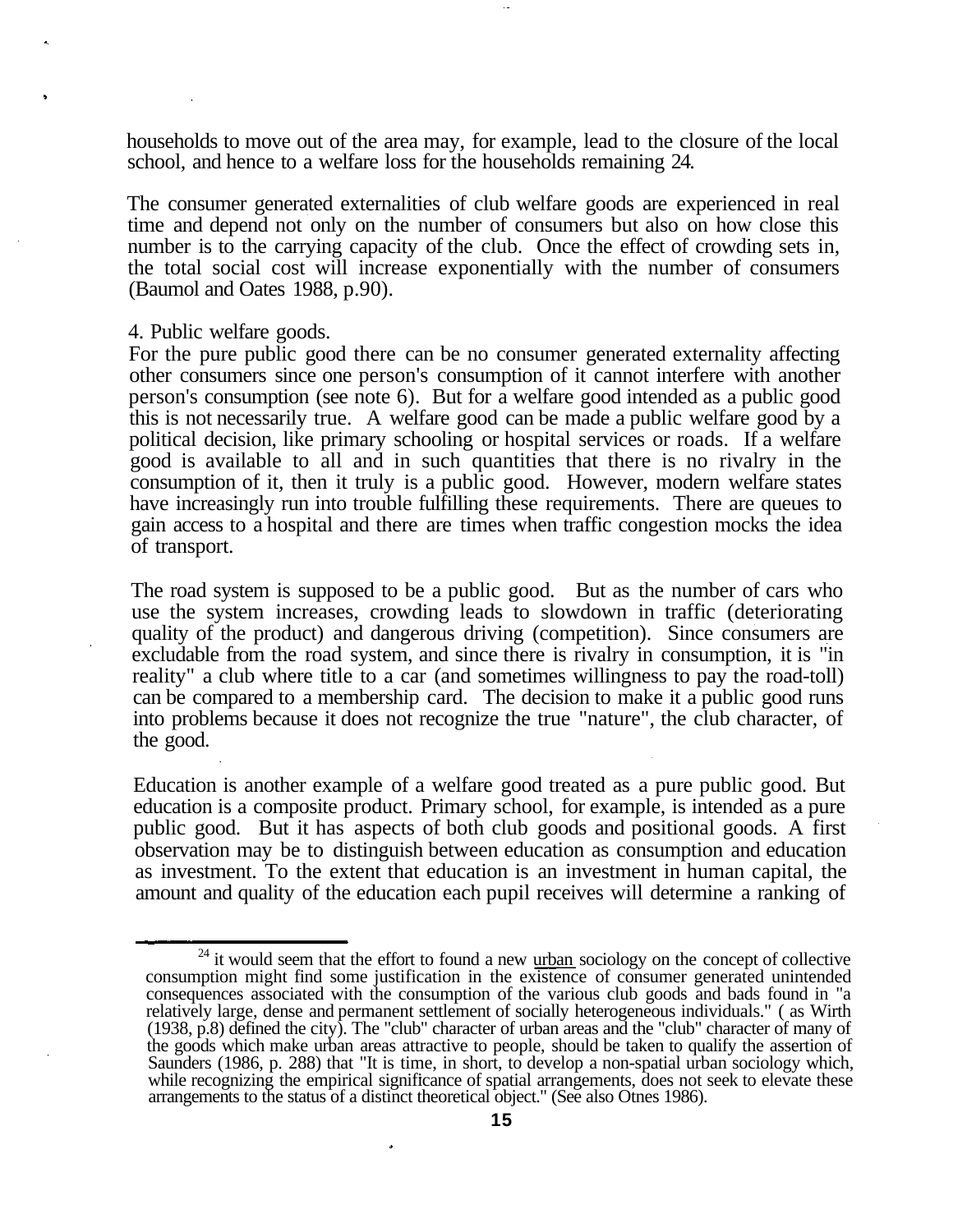households to move out of the area may, for example, lead to the closure of the local school, and hence to a welfare loss for the households remaining [24].

The consumer generated externalities of club welfare goods are experienced in real time and depend not only on the number of consumers but also on how close this number is to the carrying capacity of the club. Once the effect of crowding sets in, the total social cost will increase exponentially with the number of consumers (Baumol and Oates 1988, p.90).

4. Public welfare goods.

For the pure public good there can be no consumer generated externality affecting other consumers since one person's consumption of it cannot interfere with another person's consumption (see note 6). But for a welfare good intended as a public good this is not necessarily true. A welfare good can be made a public welfare good by a political decision, like primary schooling or hospital services or roads. If a welfare good is available to all and in such quantities that there is no rivalry in the consumption of it, then it truly is a public good. However, modern welfare states have increasingly run into trouble fulfilling these requirements. There are queues to gain access to a hospital and there are times when traffic congestion mocks the idea of transport.

The road system is supposed to be a public good. But as the number of cars who use the system increases, crowding leads to slowdown in traffic (deteriorating quality of the product) and dangerous driving (competition). Since consumers are excludable from the road system, and since there is rivalry in consumption, it is "in reality" a club where title to a car (and sometimes willingness to pay the road-toll) can be compared to a membership card. The decision to make it a public good runs into problems because it does not recognize the true "nature", the club character, of the good.

Education is another example of a welfare good treated as a pure public good. But education is a composite product. Primary school, for example, is intended as a pure public good. But it has aspects of both club goods and positional goods. A first observation may be to distinguish between education as consumption and education as investment. To the extent that education is an investment in human capital, the amount and quality of the education each pupil receives will determine a ranking of

---

[24] it would seem that the effort to found a new urban sociology on the concept of collective consumption might find some justification in the existence of consumer generated unintended consequences associated with the consumption of the various club goods and bads found in "a relatively large, dense and permanent settlement of socially heterogeneous individuals." ( as Wirth (1938, p.8) defined the city). The "club" character of urban areas and the "club" character of many of the goods which make urban areas attractive to people, should be taken to qualify the assertion of Saunders (1986, p. 288) that "It is time, in short, to develop a non-spatial urban sociology which, while recognizing the empirical significance of spatial arrangements, does not seek to elevate these arrangements to the status of a distinct theoretical object." (See also Otnes 1986).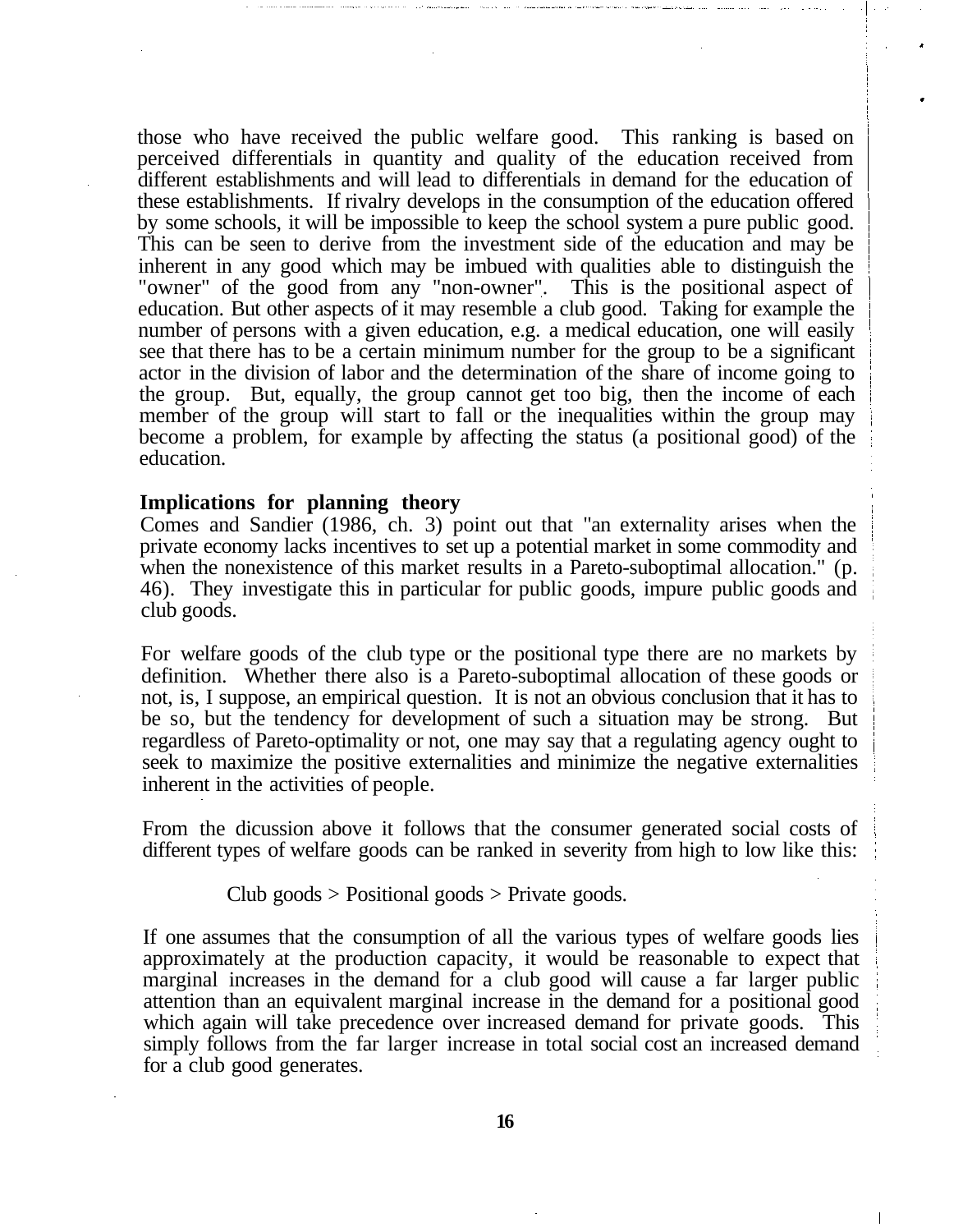those who have received the public welfare good. This ranking is based on perceived differentials in quantity and quality of the education received from different establishments and will lead to differentials in demand for the education of these establishments. If rivalry develops in the consumption of the education offered by some schools, it will be impossible to keep the school system a pure public good. This can be seen to derive from the investment side of the education and may be inherent in any good which may be imbued with qualities able to distinguish the "owner" of the good from any "non-owner". This is the positional aspect of education. But other aspects of it may resemble a club good. Taking for example the number of persons with a given education, e.g. a medical education, one will easily see that there has to be a certain minimum number for the group to be a significant actor in the division of labor and the determination of the share of income going to the group. But, equally, the group cannot get too big, then the income of each member of the group will start to fall or the inequalities within the group may become a problem, for example by affecting the status (a positional good) of the education.

**Implications for planning theory**

Comes and Sandier (1986, ch. 3) point out that "an externality arises when the private economy lacks incentives to set up a potential market in some commodity and when the nonexistence of this market results in a Pareto-suboptimal allocation." (p. 46). They investigate this in particular for public goods, impure public goods and club goods.

For welfare goods of the club type or the positional type there are no markets by definition. Whether there also is a Pareto-suboptimal allocation of these goods or not, is, I suppose, an empirical question. It is not an obvious conclusion that it has to be so, but the tendency for development of such a situation may be strong. But regardless of Pareto-optimality or not, one may say that a regulating agency ought to seek to maximize the positive externalities and minimize the negative externalities inherent in the activities of people.

From the dicussion above it follows that the consumer generated social costs of different types of welfare goods can be ranked in severity from high to low like this:

Club goods > Positional goods > Private goods.

If one assumes that the consumption of all the various types of welfare goods lies approximately at the production capacity, it would be reasonable to expect that marginal increases in the demand for a club good will cause a far larger public attention than an equivalent marginal increase in the demand for a positional good which again will take precedence over increased demand for private goods. This simply follows from the far larger increase in total social cost an increased demand for a club good generates.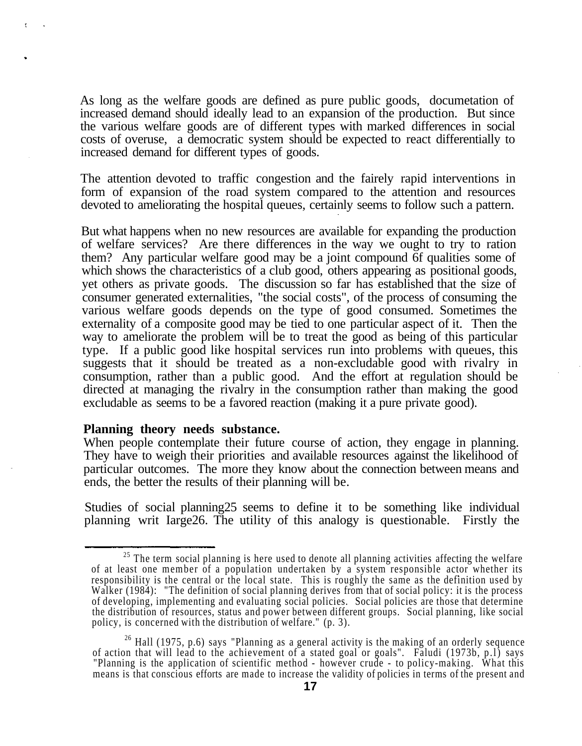As long as the welfare goods are defined as pure public goods, documetation of increased demand should ideally lead to an expansion of the production. But since the various welfare goods are of different types with marked differences in social costs of overuse, a democratic system should be expected to react differentially to increased demand for different types of goods.

The attention devoted to traffic congestion and the fairly rapid interventions in form of expansion of the road system compared to the attention and resources devoted to ameliorating the hospital queues, certainly seems to follow such a pattern.

But what happens when no new resources are available for expanding the production of welfare services? Are there differences in the way we ought to try to ration them? Any particular welfare good may be a joint compound 6f qualities some of which shows the characteristics of a club good, others appearing as positional goods, yet others as private goods. The discussion so far has established that the size of consumer generated externalities, "the social costs", of the process of consuming the various welfare goods depends on the type of good consumed. Sometimes the externality of a composite good may be tied to one particular aspect of it. Then the way to ameliorate the problem will be to treat the good as being of this particular type. If a public good like hospital services run into problems with queues, this suggests that it should be treated as a non-excludable good with rivalry in consumption, rather than a public good. And the effort at regulation should be directed at managing the rivalry in the consumption rather than making the good excludable as seems to be a favored reaction (making it a pure private good).

**Planning theory needs substance.**

When people contemplate their future course of action, they engage in planning. They have to weigh their priorities and available resources against the likelihood of particular outcomes. The more they know about the connection between means and ends, the better the results of their planning will be.

Studies of social planning[25] seems to define it to be something like individual planning writ Iarge[26]. The utility of this analogy is questionable. Firstly the

[25] The term social planning is here used to denote all planning activities affecting the welfare of at least one member of a population undertaken by a system responsible actor whether its responsibility is the central or the local state. This is roughly the same as the definition used by Walker (1984): "The definition of social planning derives from that of social policy: it is the process of developing, implementing and evaluating social policies. Social policies are those that determine the distribution of resources, status and power between different groups. Social planning, like social policy, is concerned with the distribution of welfare." (p. 3).

[26] Hall (1975, p.6) says "Planning as a general activity is the making of an orderly sequence of action that will lead to the achievement of a stated goal or goals". Faludi (1973b, p.1) says "Planning is the application of scientific method - however crude - to policy-making. What this means is that conscious efforts are made to increase the validity of policies in terms of the present and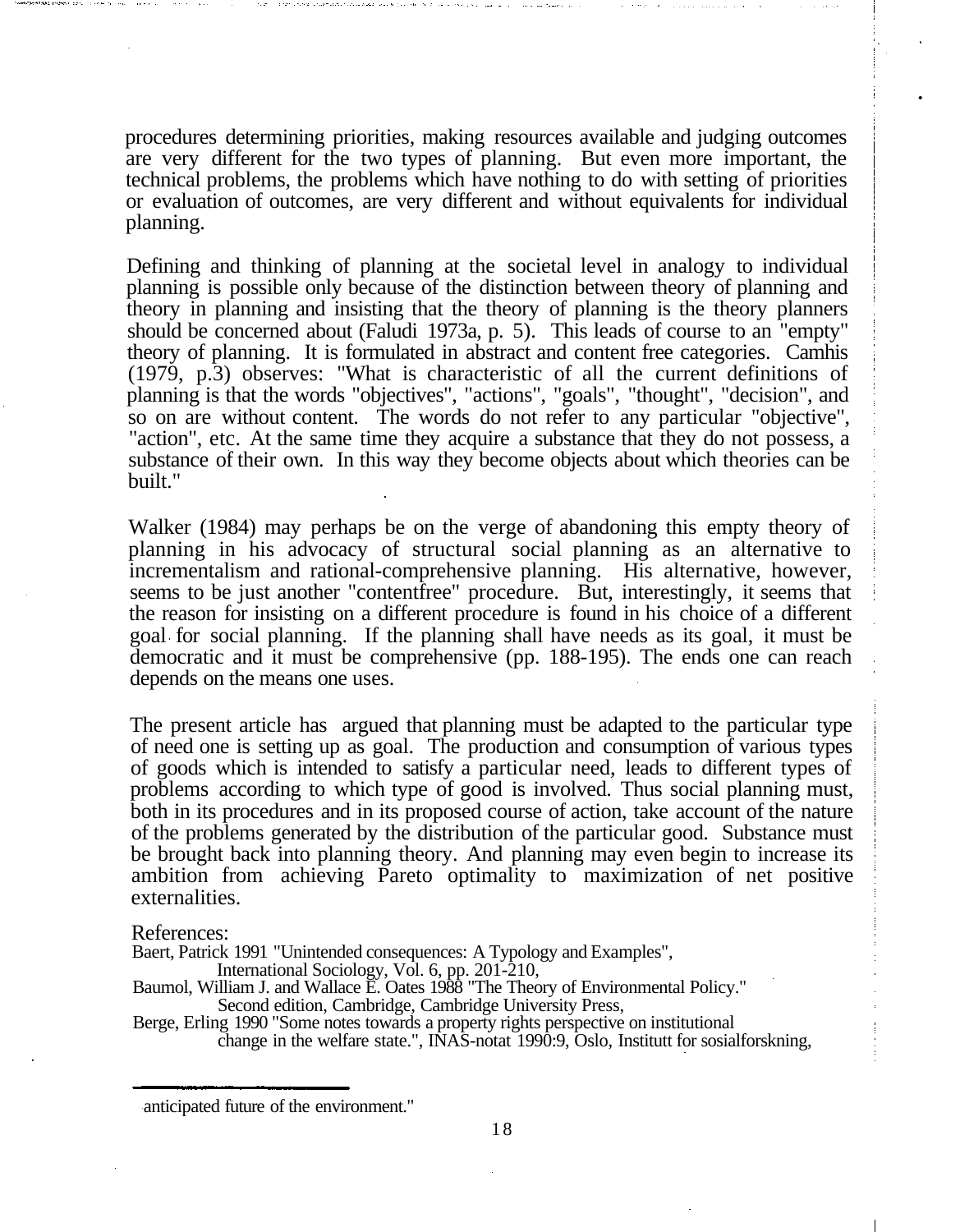procedures determining priorities, making resources available and judging outcomes are very different for the two types of planning. But even more important, the technical problems, the problems which have nothing to do with setting of priorities or evaluation of outcomes, are very different and without equivalents for individual planning.

Defining and thinking of planning at the societal level in analogy to individual planning is possible only because of the distinction between theory of planning and theory in planning and insisting that the theory of planning is the theory planners should be concerned about (Faludi 1973a, p. 5). This leads of course to an "empty" theory of planning. It is formulated in abstract and content free categories. Camhis (1979, p.3) observes: "What is characteristic of all the current definitions of planning is that the words "objectives", "actions", "goals", "thought", "decision", and so on are without content. The words do not refer to any particular "objective", "action", etc. At the same time they acquire a substance that they do not possess, a substance of their own. In this way they become objects about which theories can be built."

Walker (1984) may perhaps be on the verge of abandoning this empty theory of planning in his advocacy of structural social planning as an alternative to incrementalism and rational-comprehensive planning. His alternative, however, seems to be just another "contentfree" procedure. But, interestingly, it seems that the reason for insisting on a different procedure is found in his choice of a different goal for social planning. If the planning shall have needs as its goal, it must be democratic and it must be comprehensive (pp. 188-195). The ends one can reach depends on the means one uses.

The present article has argued that planning must be adapted to the particular type of need one is setting up as goal. The production and consumption of various types of goods which is intended to satisfy a particular need, leads to different types of problems according to which type of good is involved. Thus social planning must, both in its procedures and in its proposed course of action, take account of the nature of the problems generated by the distribution of the particular good. Substance must be brought back into planning theory. And planning may even begin to increase its ambition from achieving Pareto optimality to maximization of net positive externalities.

References:

Baert, Patrick 1991 "Unintended consequences: A Typology and Examples", International Sociology, Vol. 6, pp. 201-210,

Baumol, William J. and Wallace E. Oates 1988 "The Theory of Environmental Policy." Second edition, Cambridge, Cambridge University Press,

Berge, Erling 1990 "Some notes towards a property rights perspective on institutional change in the welfare state.", INAS-notat 1990:9, Oslo, Institutt for sosialforskning,

---

anticipated future of the environment."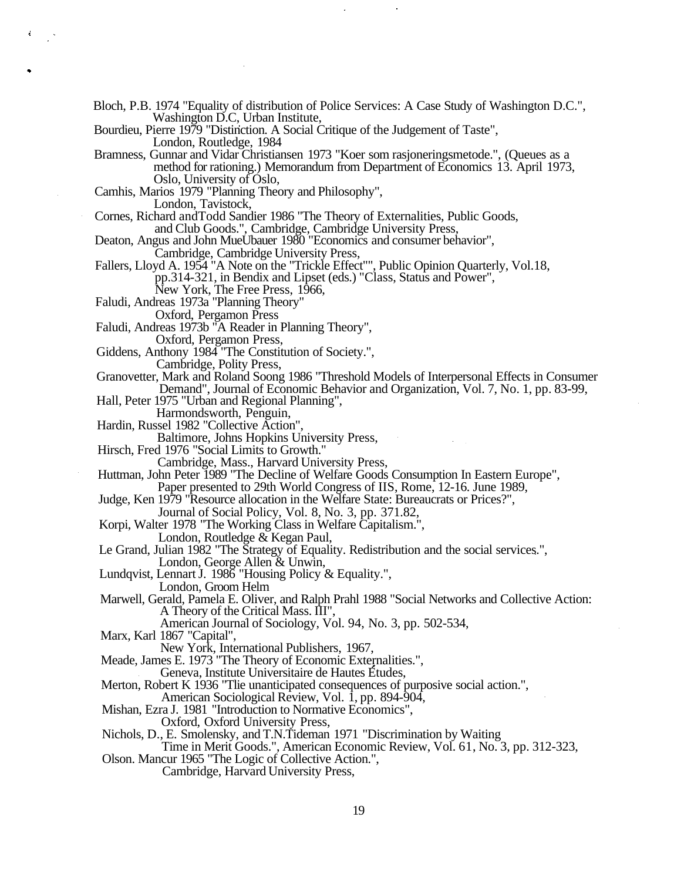Bloch, P.B. 1974 "Equality of distribution of Police Services: A Case Study of Washington D.C.", Washington D.C, Urban Institute,

Bourdieu, Pierre 1979 "Distiriction. A Social Critique of the Judgement of Taste", London, Routledge, 1984

Bramness, Gunnar and Vidar Christiansen 1973 "Koer som rasjoneringsmetode.", (Queues as a method for rationing.) Memorandum from Department of Economics 13. April 1973, Oslo, University of Oslo,

Camhis, Marios 1979 "Planning Theory and Philosophy", London, Tavistock,

Cornes, Richard andTodd Sandier 1986 "The Theory of Externalities, Public Goods, and Club Goods.", Cambridge, Cambridge University Press,

Deaton, Angus and John MueUbauer 1980 "Economics and consumer behavior", Cambridge, Cambridge University Press,

Fallers, Lloyd A. 1954 "A Note on the "Trickle Effect"", Public Opinion Quarterly, Vol.18, pp.314-321, in Bendix and Lipset (eds.) "Class, Status and Power", New York, The Free Press, 1966,

Faludi, Andreas 1973a "Planning Theory" Oxford, Pergamon Press

Faludi, Andreas 1973b "A Reader in Planning Theory", Oxford, Pergamon Press,

Giddens, Anthony 1984 "The Constitution of Society.", Cambridge, Polity Press,

Granovetter, Mark and Roland Soong 1986 "Threshold Models of Interpersonal Effects in Consumer Demand", Journal of Economic Behavior and Organization, Vol. 7, No. 1, pp. 83-99,

Hall, Peter 1975 "Urban and Regional Planning", Harmondsworth, Penguin,

Hardin, Russel 1982 "Collective Action", Baltimore, Johns Hopkins University Press,

Hirsch, Fred 1976 "Social Limits to Growth." Cambridge, Mass., Harvard University Press,

Huttman, John Peter 1989 "The Decline of Welfare Goods Consumption In Eastern Europe", Paper presented to 29th World Congress of IIS, Rome, 12-16. June 1989,

Judge, Ken 1979 "Resource allocation in the Welfare State: Bureaucrats or Prices?", Journal of Social Policy, Vol. 8, No. 3, pp. 371.82,

Korpi, Walter 1978 "The Working Class in Welfare Capitalism.", London, Routledge & Kegan Paul,

Le Grand, Julian 1982 "The Strategy of Equality. Redistribution and the social services.", London, George Allen & Unwin,

Lundqvist, Lennart J. 1986 "Housing Policy & Equality.", London, Groom Helm

Marwell, Gerald, Pamela E. Oliver, and Ralph Prahl 1988 "Social Networks and Collective Action: A Theory of the Critical Mass. III", American Journal of Sociology, Vol. 94, No. 3, pp. 502-534,

Marx, Karl 1867 "Capital", New York, International Publishers, 1967,

Meade, James E. 1973 "The Theory of Economic Externalities.", Geneva, Institute Universitaire de Hautes Études,

Merton, Robert K 1936 "Tlie unanticipated consequences of purposive social action.", American Sociological Review, Vol. 1, pp. 894-904,

Mishan, Ezra J. 1981 "Introduction to Normative Economics", Oxford, Oxford University Press,

Nichols, D., E. Smolensky, and T.N.Tideman 1971 "Discrimination by Waiting Time in Merit Goods.", American Economic Review, Vol. 61, No. 3, pp. 312-323,

Olson. Mancur 1965 "The Logic of Collective Action.", Cambridge, Harvard University Press,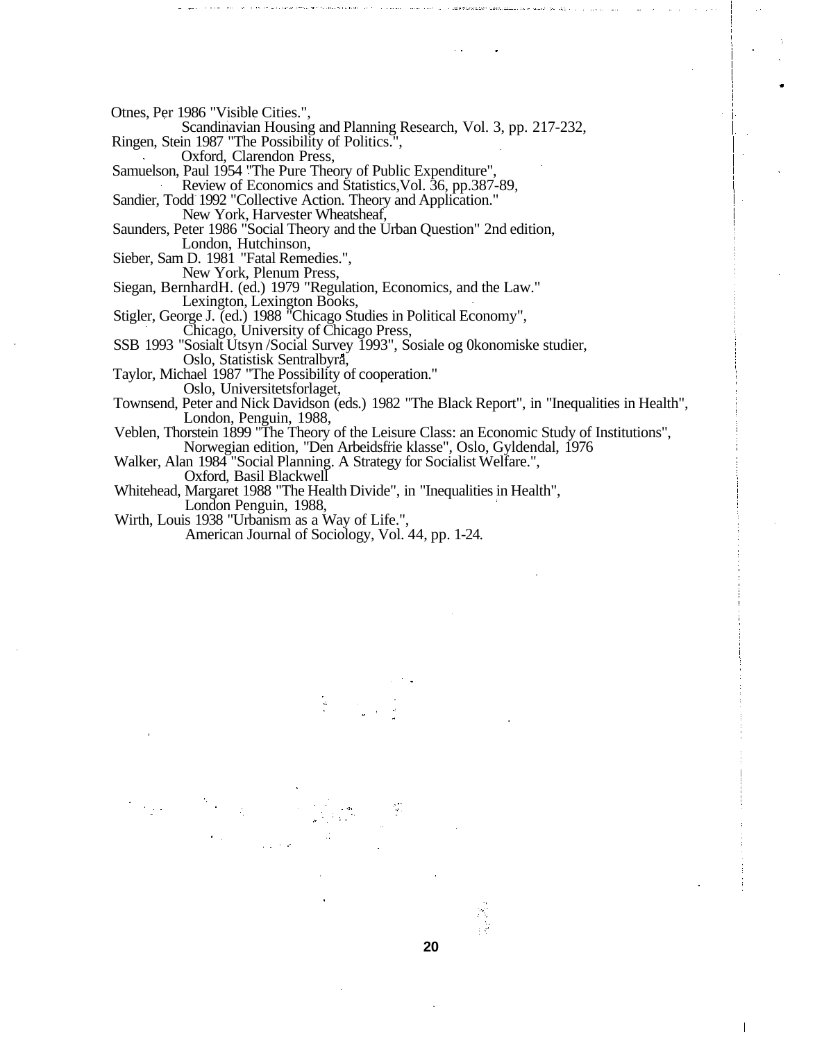Otnes, Per 1986 "Visible Cities.",
Scandinavian Housing and Planning Research, Vol. 3, pp. 217-232,

Ringen, Stein 1987 "The Possibility of Politics.",
Oxford, Clarendon Press,

Samuelson, Paul 1954 "The Pure Theory of Public Expenditure",
Review of Economics and Statistics, Vol. 36, pp.387-89,

Sandier, Todd 1992 "Collective Action. Theory and Application."
New York, Harvester Wheatsheaf,

Saunders, Peter 1986 "Social Theory and the Urban Question" 2nd edition,
London, Hutchinson,

Sieber, Sam D. 1981 "Fatal Remedies.",
New York, Plenum Press,

Siegan, BernhardH. (ed.) 1979 "Regulation, Economics, and the Law."
Lexington, Lexington Books,

Stigler, George J. (ed.) 1988 "Chicago Studies in Political Economy",
Chicago, University of Chicago Press,

SSB 1993 "Sosialt Utsyn /Social Survey 1993", Sosiale og 0konomiske studier,
Oslo, Statistisk Sentralbyrå,

Taylor, Michael 1987 "The Possibility of cooperation."
Oslo, Universitetsforlaget,

Townsend, Peter and Nick Davidson (eds.) 1982 "The Black Report", in "Inequalities in Health",
London, Penguin, 1988,

Veblen, Thorstein 1899 "The Theory of the Leisure Class: an Economic Study of Institutions",
Norwegian edition, "Den Arbeidsfrie klasse", Oslo, Gyldendal, 1976

Walker, Alan 1984 "Social Planning. A Strategy for Socialist Welfare.",
Oxford, Basil Blackwell

Whitehead, Margaret 1988 "The Health Divide", in "Inequalities in Health",
London Penguin, 1988,

Wirth, Louis 1938 "Urbanism as a Way of Life.",
American Journal of Sociology, Vol. 44, pp. 1-24.